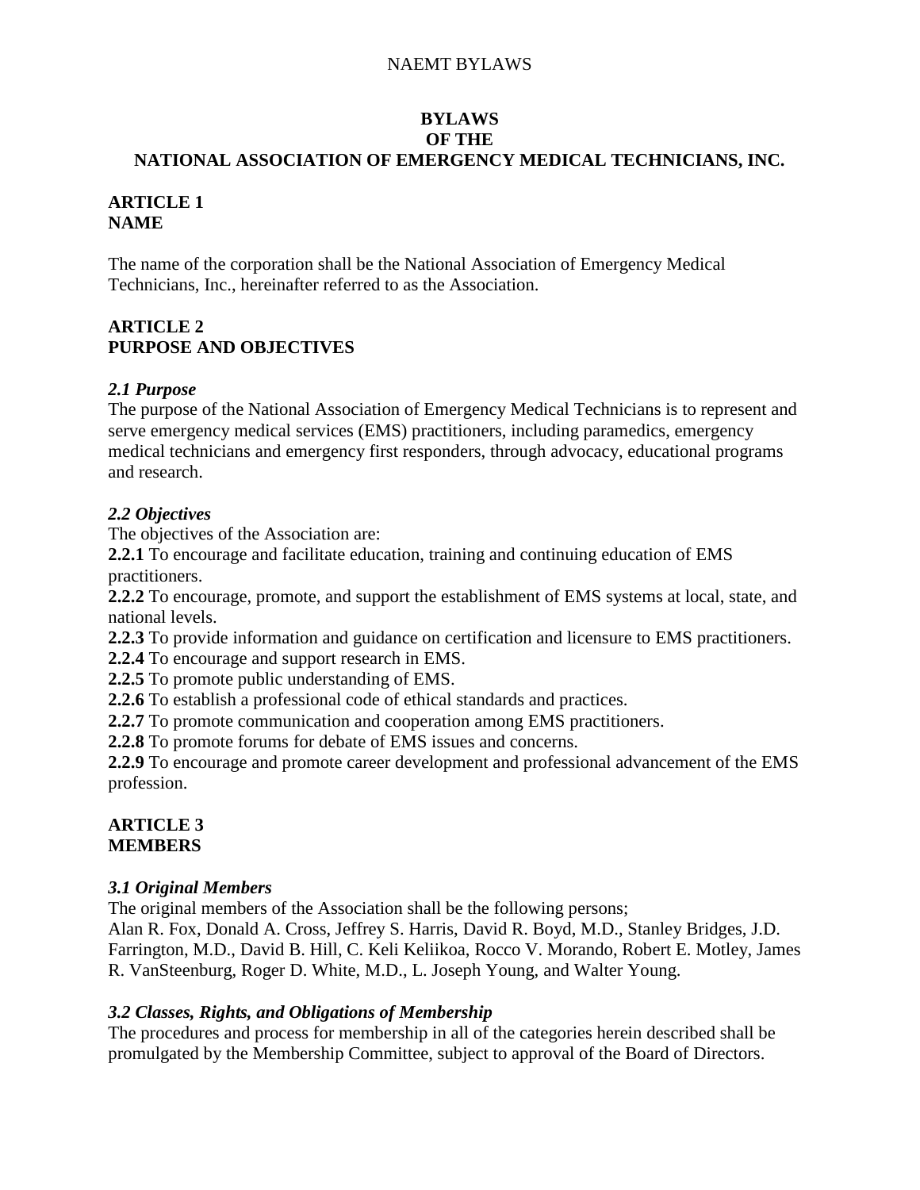# BYLAWS
# OF THE
# NATIONAL ASSOCIATION OF EMERGENCY MEDICAL TECHNICIANS, INC.

## ARTICLE 1
## NAME

The name of the corporation shall be the National Association of Emergency Medical Technicians, Inc., hereinafter referred to as the Association.

## ARTICLE 2
## PURPOSE AND OBJECTIVES

### *2.1 Purpose*

The purpose of the National Association of Emergency Medical Technicians is to represent and serve emergency medical services (EMS) practitioners, including paramedics, emergency medical technicians and emergency first responders, through advocacy, educational programs and research.

### *2.2 Objectives*

The objectives of the Association are:

**2.2.1** To encourage and facilitate education, training and continuing education of EMS practitioners.

**2.2.2** To encourage, promote, and support the establishment of EMS systems at local, state, and national levels.

**2.2.3** To provide information and guidance on certification and licensure to EMS practitioners.

**2.2.4** To encourage and support research in EMS.

**2.2.5** To promote public understanding of EMS.

**2.2.6** To establish a professional code of ethical standards and practices.

**2.2.7** To promote communication and cooperation among EMS practitioners.

**2.2.8** To promote forums for debate of EMS issues and concerns.

**2.2.9** To encourage and promote career development and professional advancement of the EMS profession.

## ARTICLE 3
## MEMBERS

### *3.1 Original Members*

The original members of the Association shall be the following persons;
Alan R. Fox, Donald A. Cross, Jeffrey S. Harris, David R. Boyd, M.D., Stanley Bridges, J.D. Farrington, M.D., David B. Hill, C. Keli Keliikoa, Rocco V. Morando, Robert E. Motley, James R. VanSteenburg, Roger D. White, M.D., L. Joseph Young, and Walter Young.

### *3.2 Classes, Rights, and Obligations of Membership*

The procedures and process for membership in all of the categories herein described shall be promulgated by the Membership Committee, subject to approval of the Board of Directors.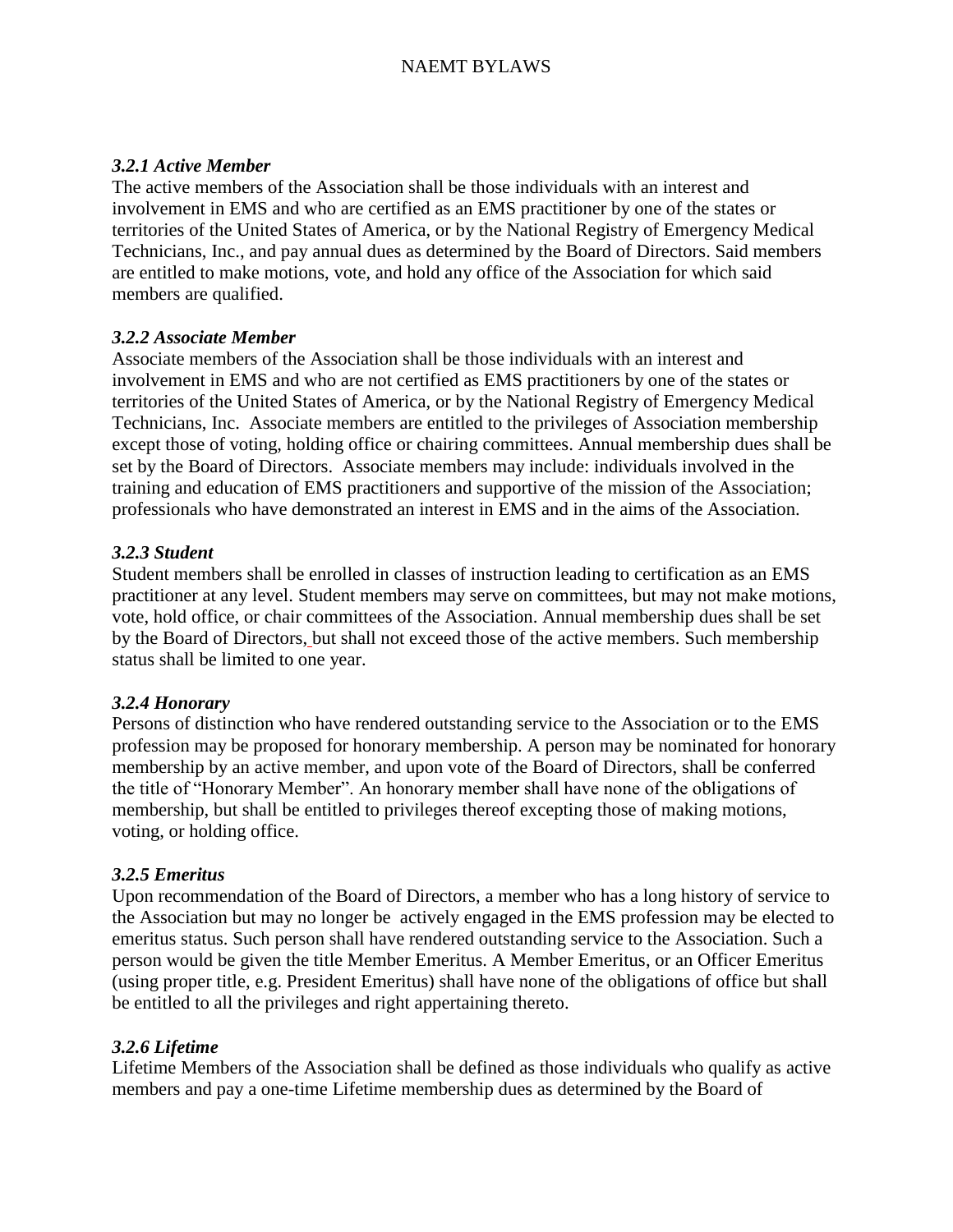### *3.2.1 Active Member*

The active members of the Association shall be those individuals with an interest and involvement in EMS and who are certified as an EMS practitioner by one of the states or territories of the United States of America, or by the National Registry of Emergency Medical Technicians, Inc., and pay annual dues as determined by the Board of Directors. Said members are entitled to make motions, vote, and hold any office of the Association for which said members are qualified.

### *3.2.2 Associate Member*

Associate members of the Association shall be those individuals with an interest and involvement in EMS and who are not certified as EMS practitioners by one of the states or territories of the United States of America, or by the National Registry of Emergency Medical Technicians, Inc. Associate members are entitled to the privileges of Association membership except those of voting, holding office or chairing committees. Annual membership dues shall be set by the Board of Directors. Associate members may include: individuals involved in the training and education of EMS practitioners and supportive of the mission of the Association; professionals who have demonstrated an interest in EMS and in the aims of the Association.

### *3.2.3 Student*

Student members shall be enrolled in classes of instruction leading to certification as an EMS practitioner at any level. Student members may serve on committees, but may not make motions, vote, hold office, or chair committees of the Association. Annual membership dues shall be set by the Board of Directors, but shall not exceed those of the active members. Such membership status shall be limited to one year.

### *3.2.4 Honorary*

Persons of distinction who have rendered outstanding service to the Association or to the EMS profession may be proposed for honorary membership. A person may be nominated for honorary membership by an active member, and upon vote of the Board of Directors, shall be conferred the title of "Honorary Member". An honorary member shall have none of the obligations of membership, but shall be entitled to privileges thereof excepting those of making motions, voting, or holding office.

### *3.2.5 Emeritus*

Upon recommendation of the Board of Directors, a member who has a long history of service to the Association but may no longer be actively engaged in the EMS profession may be elected to emeritus status. Such person shall have rendered outstanding service to the Association. Such a person would be given the title Member Emeritus. A Member Emeritus, or an Officer Emeritus (using proper title, e.g. President Emeritus) shall have none of the obligations of office but shall be entitled to all the privileges and right appertaining thereto.

### *3.2.6 Lifetime*

Lifetime Members of the Association shall be defined as those individuals who qualify as active members and pay a one-time Lifetime membership dues as determined by the Board of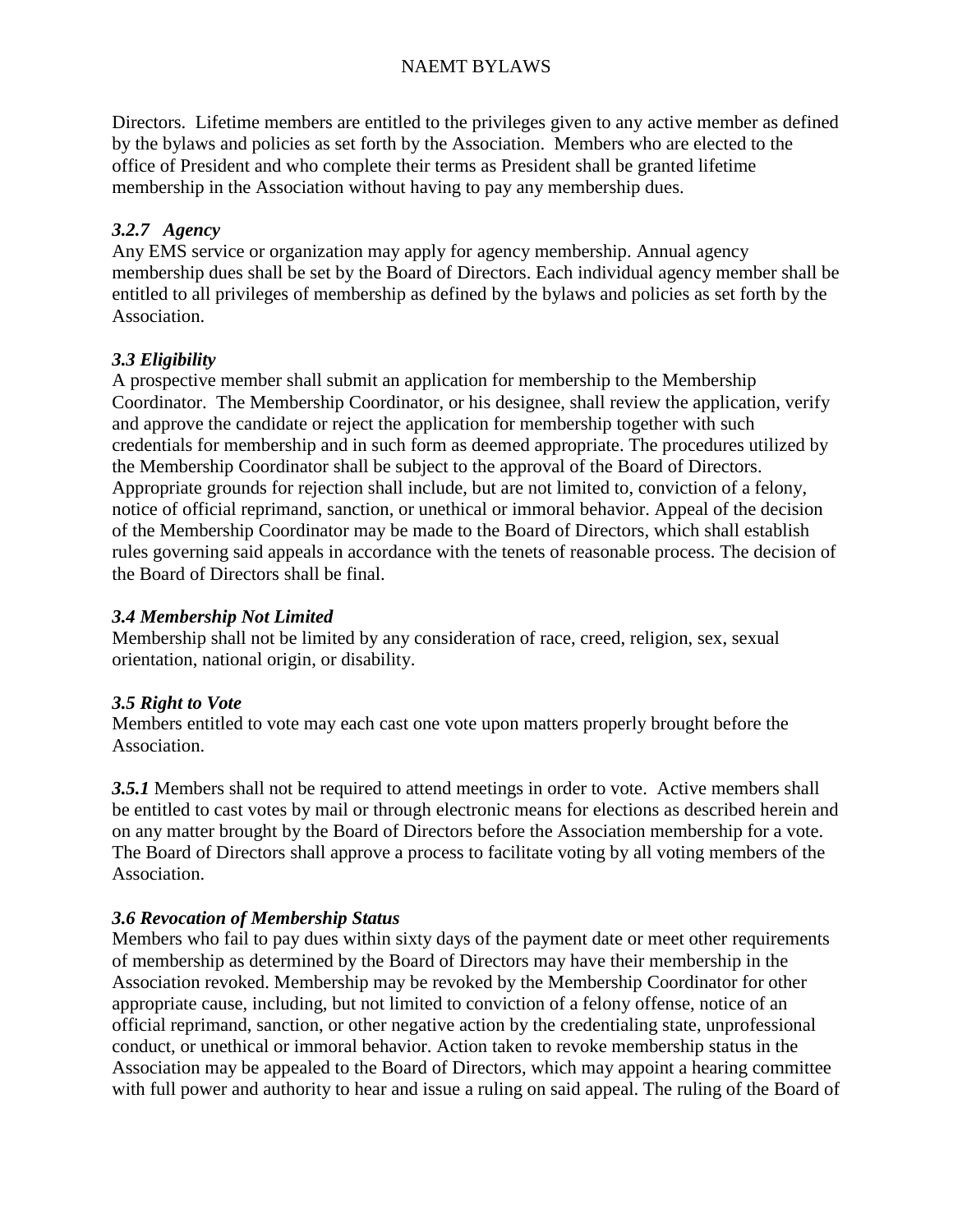Directors. Lifetime members are entitled to the privileges given to any active member as defined by the bylaws and policies as set forth by the Association. Members who are elected to the office of President and who complete their terms as President shall be granted lifetime membership in the Association without having to pay any membership dues.

### *3.2.7 Agency*

Any EMS service or organization may apply for agency membership. Annual agency membership dues shall be set by the Board of Directors. Each individual agency member shall be entitled to all privileges of membership as defined by the bylaws and policies as set forth by the Association.

### *3.3 Eligibility*

A prospective member shall submit an application for membership to the Membership Coordinator. The Membership Coordinator, or his designee, shall review the application, verify and approve the candidate or reject the application for membership together with such credentials for membership and in such form as deemed appropriate. The procedures utilized by the Membership Coordinator shall be subject to the approval of the Board of Directors. Appropriate grounds for rejection shall include, but are not limited to, conviction of a felony, notice of official reprimand, sanction, or unethical or immoral behavior. Appeal of the decision of the Membership Coordinator may be made to the Board of Directors, which shall establish rules governing said appeals in accordance with the tenets of reasonable process. The decision of the Board of Directors shall be final.

### *3.4 Membership Not Limited*

Membership shall not be limited by any consideration of race, creed, religion, sex, sexual orientation, national origin, or disability.

### *3.5 Right to Vote*

Members entitled to vote may each cast one vote upon matters properly brought before the Association.

***3.5.1*** Members shall not be required to attend meetings in order to vote. Active members shall be entitled to cast votes by mail or through electronic means for elections as described herein and on any matter brought by the Board of Directors before the Association membership for a vote. The Board of Directors shall approve a process to facilitate voting by all voting members of the Association.

### *3.6 Revocation of Membership Status*

Members who fail to pay dues within sixty days of the payment date or meet other requirements of membership as determined by the Board of Directors may have their membership in the Association revoked. Membership may be revoked by the Membership Coordinator for other appropriate cause, including, but not limited to conviction of a felony offense, notice of an official reprimand, sanction, or other negative action by the credentialing state, unprofessional conduct, or unethical or immoral behavior. Action taken to revoke membership status in the Association may be appealed to the Board of Directors, which may appoint a hearing committee with full power and authority to hear and issue a ruling on said appeal. The ruling of the Board of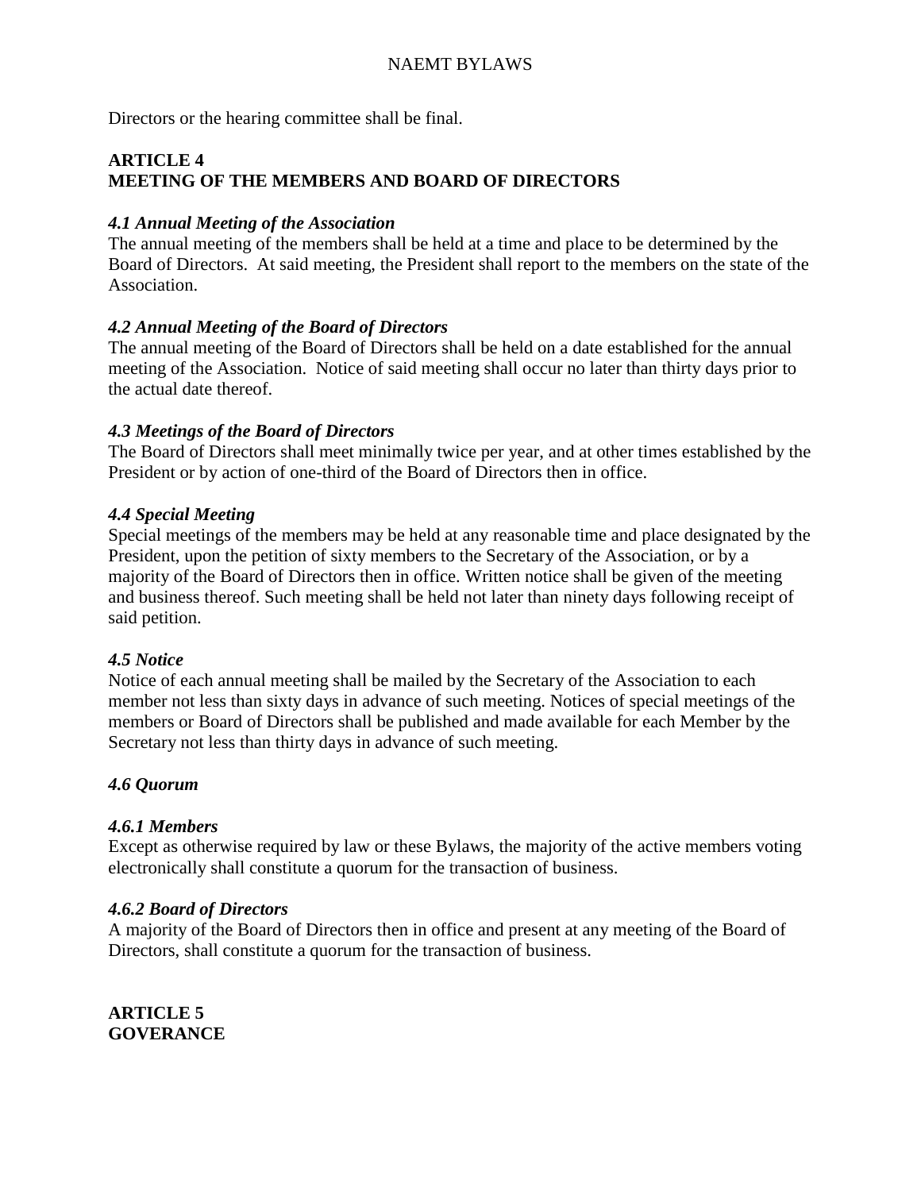Directors or the hearing committee shall be final.

## ARTICLE 4
## MEETING OF THE MEMBERS AND BOARD OF DIRECTORS

### *4.1 Annual Meeting of the Association*

The annual meeting of the members shall be held at a time and place to be determined by the Board of Directors. At said meeting, the President shall report to the members on the state of the Association.

### *4.2 Annual Meeting of the Board of Directors*

The annual meeting of the Board of Directors shall be held on a date established for the annual meeting of the Association. Notice of said meeting shall occur no later than thirty days prior to the actual date thereof.

### *4.3 Meetings of the Board of Directors*

The Board of Directors shall meet minimally twice per year, and at other times established by the President or by action of one-third of the Board of Directors then in office.

### *4.4 Special Meeting*

Special meetings of the members may be held at any reasonable time and place designated by the President, upon the petition of sixty members to the Secretary of the Association, or by a majority of the Board of Directors then in office. Written notice shall be given of the meeting and business thereof. Such meeting shall be held not later than ninety days following receipt of said petition.

### *4.5 Notice*

Notice of each annual meeting shall be mailed by the Secretary of the Association to each member not less than sixty days in advance of such meeting. Notices of special meetings of the members or Board of Directors shall be published and made available for each Member by the Secretary not less than thirty days in advance of such meeting.

### *4.6 Quorum*

#### *4.6.1 Members*

Except as otherwise required by law or these Bylaws, the majority of the active members voting electronically shall constitute a quorum for the transaction of business.

#### *4.6.2 Board of Directors*

A majority of the Board of Directors then in office and present at any meeting of the Board of Directors, shall constitute a quorum for the transaction of business.

## ARTICLE 5
## GOVERANCE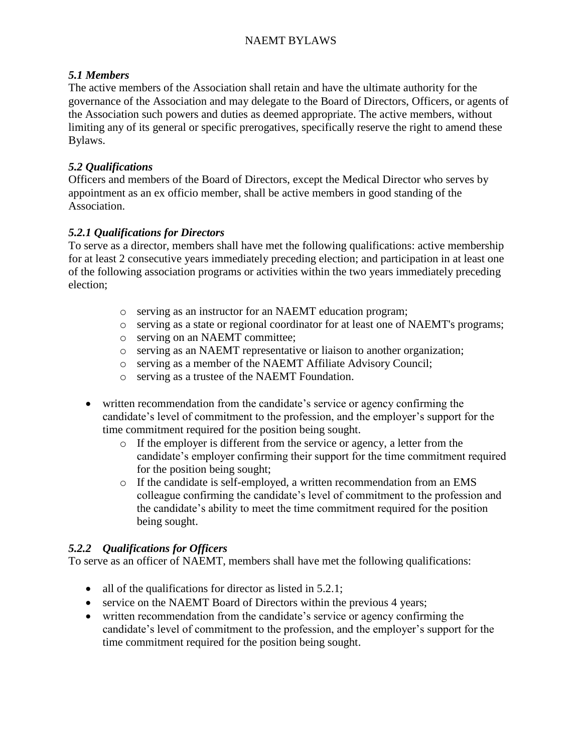### *5.1 Members*

The active members of the Association shall retain and have the ultimate authority for the governance of the Association and may delegate to the Board of Directors, Officers, or agents of the Association such powers and duties as deemed appropriate. The active members, without limiting any of its general or specific prerogatives, specifically reserve the right to amend these Bylaws.

### *5.2 Qualifications*

Officers and members of the Board of Directors, except the Medical Director who serves by appointment as an ex officio member, shall be active members in good standing of the Association.

### *5.2.1 Qualifications for Directors*

To serve as a director, members shall have met the following qualifications: active membership for at least 2 consecutive years immediately preceding election; and participation in at least one of the following association programs or activities within the two years immediately preceding election;

  - serving as an instructor for an NAEMT education program;
  - serving as a state or regional coordinator for at least one of NAEMT's programs;
  - serving on an NAEMT committee;
  - serving as an NAEMT representative or liaison to another organization;
  - serving as a member of the NAEMT Affiliate Advisory Council;
  - serving as a trustee of the NAEMT Foundation.

- written recommendation from the candidate's service or agency confirming the candidate's level of commitment to the profession, and the employer's support for the time commitment required for the position being sought.
  - If the employer is different from the service or agency, a letter from the candidate's employer confirming their support for the time commitment required for the position being sought;
  - If the candidate is self-employed, a written recommendation from an EMS colleague confirming the candidate's level of commitment to the profession and the candidate's ability to meet the time commitment required for the position being sought.

### *5.2.2 Qualifications for Officers*

To serve as an officer of NAEMT, members shall have met the following qualifications:

- all of the qualifications for director as listed in 5.2.1;
- service on the NAEMT Board of Directors within the previous 4 years;
- written recommendation from the candidate's service or agency confirming the candidate's level of commitment to the profession, and the employer's support for the time commitment required for the position being sought.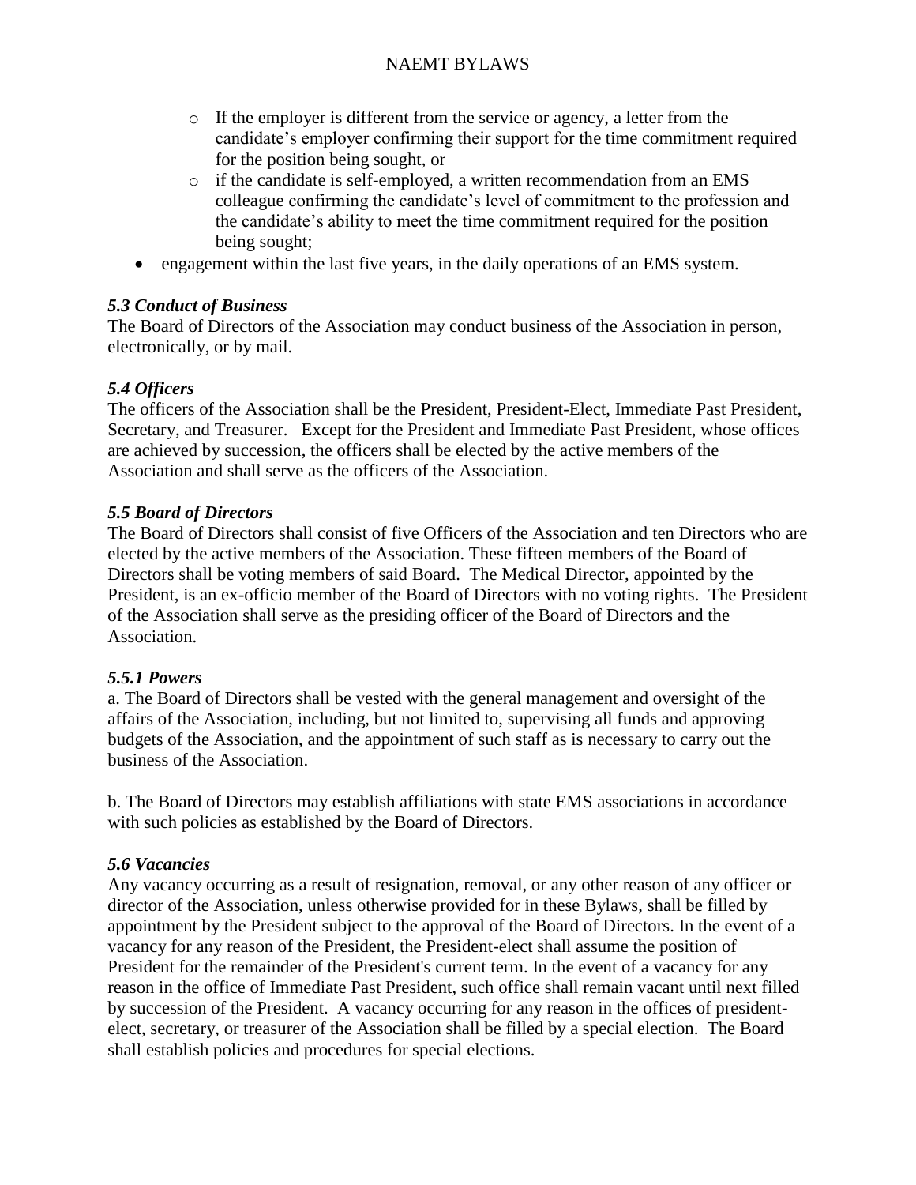- If the employer is different from the service or agency, a letter from the candidate's employer confirming their support for the time commitment required for the position being sought, or
  - if the candidate is self-employed, a written recommendation from an EMS colleague confirming the candidate's level of commitment to the profession and the candidate's ability to meet the time commitment required for the position being sought;
- engagement within the last five years, in the daily operations of an EMS system.

### *5.3 Conduct of Business*

The Board of Directors of the Association may conduct business of the Association in person, electronically, or by mail.

### *5.4 Officers*

The officers of the Association shall be the President, President-Elect, Immediate Past President, Secretary, and Treasurer. Except for the President and Immediate Past President, whose offices are achieved by succession, the officers shall be elected by the active members of the Association and shall serve as the officers of the Association.

### *5.5 Board of Directors*

The Board of Directors shall consist of five Officers of the Association and ten Directors who are elected by the active members of the Association. These fifteen members of the Board of Directors shall be voting members of said Board. The Medical Director, appointed by the President, is an ex-officio member of the Board of Directors with no voting rights. The President of the Association shall serve as the presiding officer of the Board of Directors and the Association.

### *5.5.1 Powers*

a. The Board of Directors shall be vested with the general management and oversight of the affairs of the Association, including, but not limited to, supervising all funds and approving budgets of the Association, and the appointment of such staff as is necessary to carry out the business of the Association.

b. The Board of Directors may establish affiliations with state EMS associations in accordance with such policies as established by the Board of Directors.

### *5.6 Vacancies*

Any vacancy occurring as a result of resignation, removal, or any other reason of any officer or director of the Association, unless otherwise provided for in these Bylaws, shall be filled by appointment by the President subject to the approval of the Board of Directors. In the event of a vacancy for any reason of the President, the President-elect shall assume the position of President for the remainder of the President's current term. In the event of a vacancy for any reason in the office of Immediate Past President, such office shall remain vacant until next filled by succession of the President. A vacancy occurring for any reason in the offices of president-elect, secretary, or treasurer of the Association shall be filled by a special election. The Board shall establish policies and procedures for special elections.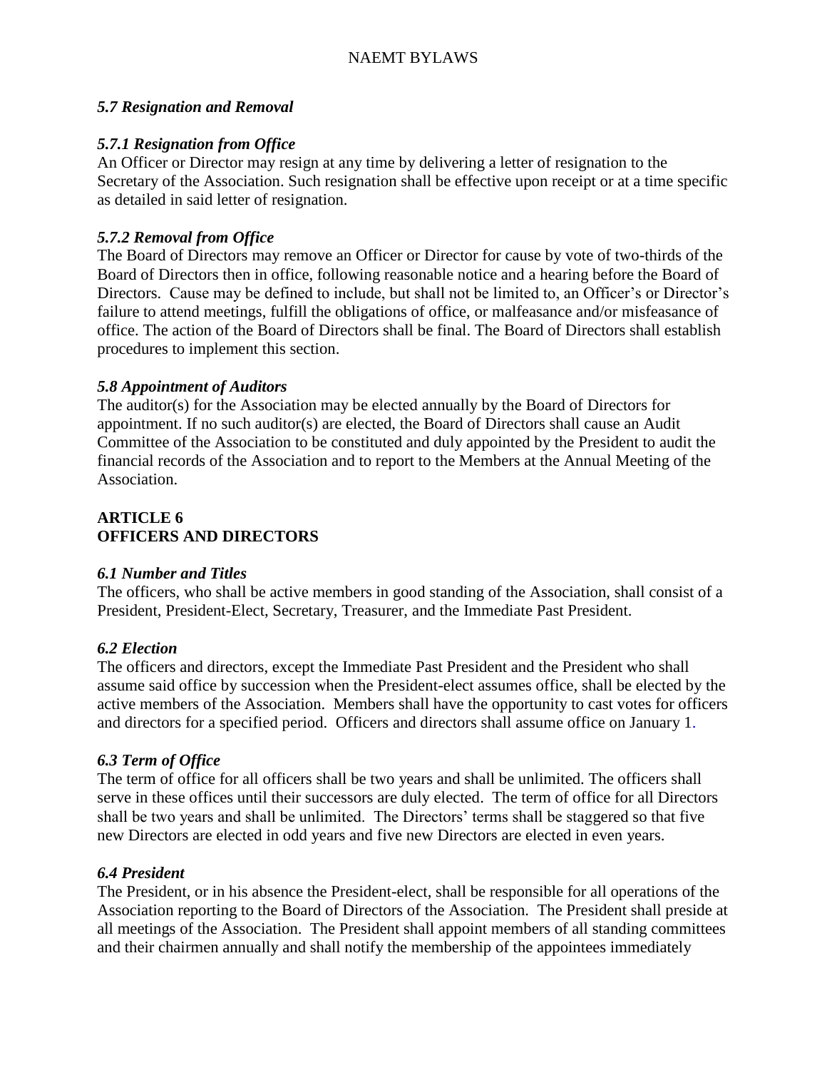*5.7 Resignation and Removal*

*5.7.1 Resignation from Office*

An Officer or Director may resign at any time by delivering a letter of resignation to the Secretary of the Association. Such resignation shall be effective upon receipt or at a time specific as detailed in said letter of resignation.

*5.7.2 Removal from Office*

The Board of Directors may remove an Officer or Director for cause by vote of two-thirds of the Board of Directors then in office, following reasonable notice and a hearing before the Board of Directors. Cause may be defined to include, but shall not be limited to, an Officer's or Director's failure to attend meetings, fulfill the obligations of office, or malfeasance and/or misfeasance of office. The action of the Board of Directors shall be final. The Board of Directors shall establish procedures to implement this section.

*5.8 Appointment of Auditors*

The auditor(s) for the Association may be elected annually by the Board of Directors for appointment. If no such auditor(s) are elected, the Board of Directors shall cause an Audit Committee of the Association to be constituted and duly appointed by the President to audit the financial records of the Association and to report to the Members at the Annual Meeting of the Association.

## ARTICLE 6
## OFFICERS AND DIRECTORS

*6.1 Number and Titles*

The officers, who shall be active members in good standing of the Association, shall consist of a President, President-Elect, Secretary, Treasurer, and the Immediate Past President.

*6.2 Election*

The officers and directors, except the Immediate Past President and the President who shall assume said office by succession when the President-elect assumes office, shall be elected by the active members of the Association. Members shall have the opportunity to cast votes for officers and directors for a specified period. Officers and directors shall assume office on January 1.

*6.3 Term of Office*

The term of office for all officers shall be two years and shall be unlimited. The officers shall serve in these offices until their successors are duly elected. The term of office for all Directors shall be two years and shall be unlimited. The Directors' terms shall be staggered so that five new Directors are elected in odd years and five new Directors are elected in even years.

*6.4 President*

The President, or in his absence the President-elect, shall be responsible for all operations of the Association reporting to the Board of Directors of the Association. The President shall preside at all meetings of the Association. The President shall appoint members of all standing committees and their chairmen annually and shall notify the membership of the appointees immediately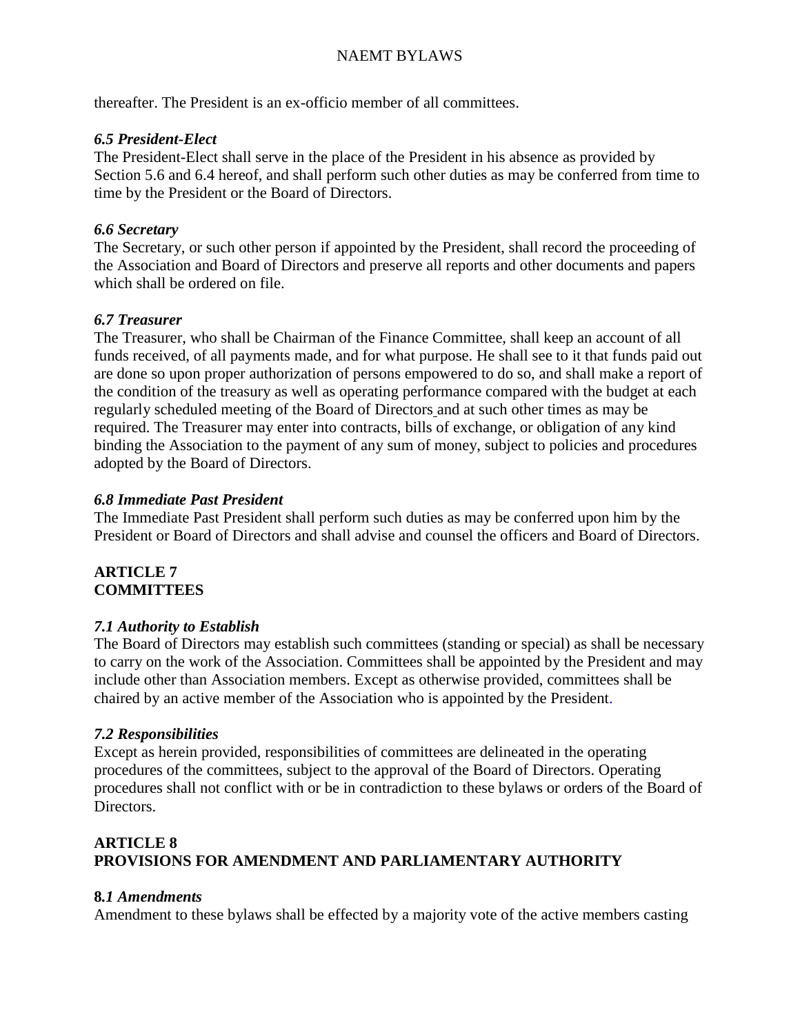thereafter. The President is an ex-officio member of all committees.

***6.5 President-Elect***

The President-Elect shall serve in the place of the President in his absence as provided by Section 5.6 and 6.4 hereof, and shall perform such other duties as may be conferred from time to time by the President or the Board of Directors.

***6.6 Secretary***

The Secretary, or such other person if appointed by the President, shall record the proceeding of the Association and Board of Directors and preserve all reports and other documents and papers which shall be ordered on file.

***6.7 Treasurer***

The Treasurer, who shall be Chairman of the Finance Committee, shall keep an account of all funds received, of all payments made, and for what purpose. He shall see to it that funds paid out are done so upon proper authorization of persons empowered to do so, and shall make a report of the condition of the treasury as well as operating performance compared with the budget at each regularly scheduled meeting of the Board of Directors and at such other times as may be required. The Treasurer may enter into contracts, bills of exchange, or obligation of any kind binding the Association to the payment of any sum of money, subject to policies and procedures adopted by the Board of Directors.

***6.8 Immediate Past President***

The Immediate Past President shall perform such duties as may be conferred upon him by the President or Board of Directors and shall advise and counsel the officers and Board of Directors.

## ARTICLE 7
## COMMITTEES

***7.1 Authority to Establish***

The Board of Directors may establish such committees (standing or special) as shall be necessary to carry on the work of the Association. Committees shall be appointed by the President and may include other than Association members. Except as otherwise provided, committees shall be chaired by an active member of the Association who is appointed by the President.

***7.2 Responsibilities***

Except as herein provided, responsibilities of committees are delineated in the operating procedures of the committees, subject to the approval of the Board of Directors. Operating procedures shall not conflict with or be in contradiction to these bylaws or orders of the Board of Directors.

## ARTICLE 8
## PROVISIONS FOR AMENDMENT AND PARLIAMENTARY AUTHORITY

**8.*1 Amendments***

Amendment to these bylaws shall be effected by a majority vote of the active members casting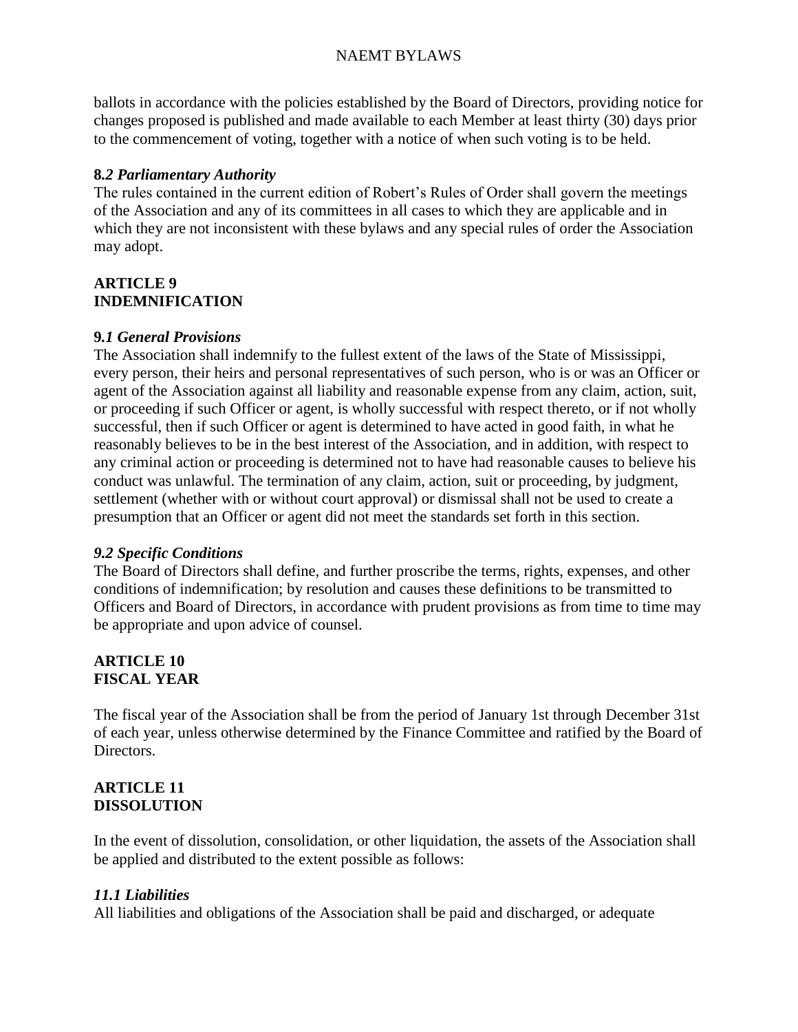ballots in accordance with the policies established by the Board of Directors, providing notice for changes proposed is published and made available to each Member at least thirty (30) days prior to the commencement of voting, together with a notice of when such voting is to be held.

**8.*2 Parliamentary Authority***
The rules contained in the current edition of Robert's Rules of Order shall govern the meetings of the Association and any of its committees in all cases to which they are applicable and in which they are not inconsistent with these bylaws and any special rules of order the Association may adopt.

## ARTICLE 9
## INDEMNIFICATION

**9.*1 General Provisions***
The Association shall indemnify to the fullest extent of the laws of the State of Mississippi, every person, their heirs and personal representatives of such person, who is or was an Officer or agent of the Association against all liability and reasonable expense from any claim, action, suit, or proceeding if such Officer or agent, is wholly successful with respect thereto, or if not wholly successful, then if such Officer or agent is determined to have acted in good faith, in what he reasonably believes to be in the best interest of the Association, and in addition, with respect to any criminal action or proceeding is determined not to have had reasonable causes to believe his conduct was unlawful. The termination of any claim, action, suit or proceeding, by judgment, settlement (whether with or without court approval) or dismissal shall not be used to create a presumption that an Officer or agent did not meet the standards set forth in this section.

***9.2 Specific Conditions***
The Board of Directors shall define, and further proscribe the terms, rights, expenses, and other conditions of indemnification; by resolution and causes these definitions to be transmitted to Officers and Board of Directors, in accordance with prudent provisions as from time to time may be appropriate and upon advice of counsel.

## ARTICLE 10
## FISCAL YEAR

The fiscal year of the Association shall be from the period of January 1st through December 31st of each year, unless otherwise determined by the Finance Committee and ratified by the Board of Directors.

## ARTICLE 11
## DISSOLUTION

In the event of dissolution, consolidation, or other liquidation, the assets of the Association shall be applied and distributed to the extent possible as follows:

***11.1 Liabilities***
All liabilities and obligations of the Association shall be paid and discharged, or adequate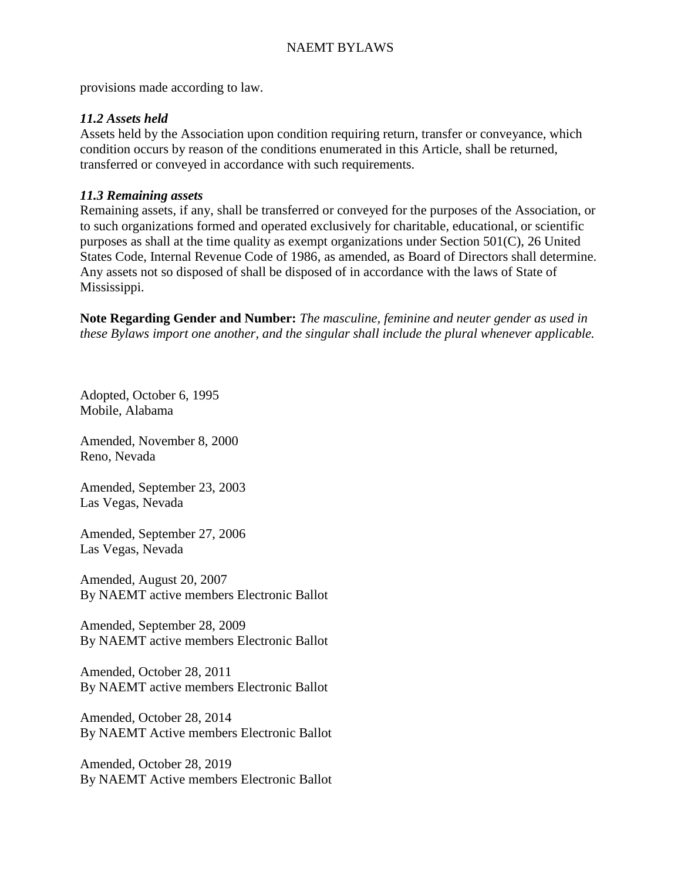provisions made according to law.

### *11.2 Assets held*

Assets held by the Association upon condition requiring return, transfer or conveyance, which condition occurs by reason of the conditions enumerated in this Article, shall be returned, transferred or conveyed in accordance with such requirements.

### *11.3 Remaining assets*

Remaining assets, if any, shall be transferred or conveyed for the purposes of the Association, or to such organizations formed and operated exclusively for charitable, educational, or scientific purposes as shall at the time quality as exempt organizations under Section 501(C), 26 United States Code, Internal Revenue Code of 1986, as amended, as Board of Directors shall determine. Any assets not so disposed of shall be disposed of in accordance with the laws of State of Mississippi.

**Note Regarding Gender and Number:** *The masculine, feminine and neuter gender as used in these Bylaws import one another, and the singular shall include the plural whenever applicable.*

Adopted, October 6, 1995
Mobile, Alabama

Amended, November 8, 2000
Reno, Nevada

Amended, September 23, 2003
Las Vegas, Nevada

Amended, September 27, 2006
Las Vegas, Nevada

Amended, August 20, 2007
By NAEMT active members Electronic Ballot

Amended, September 28, 2009
By NAEMT active members Electronic Ballot

Amended, October 28, 2011
By NAEMT active members Electronic Ballot

Amended, October 28, 2014
By NAEMT Active members Electronic Ballot

Amended, October 28, 2019
By NAEMT Active members Electronic Ballot